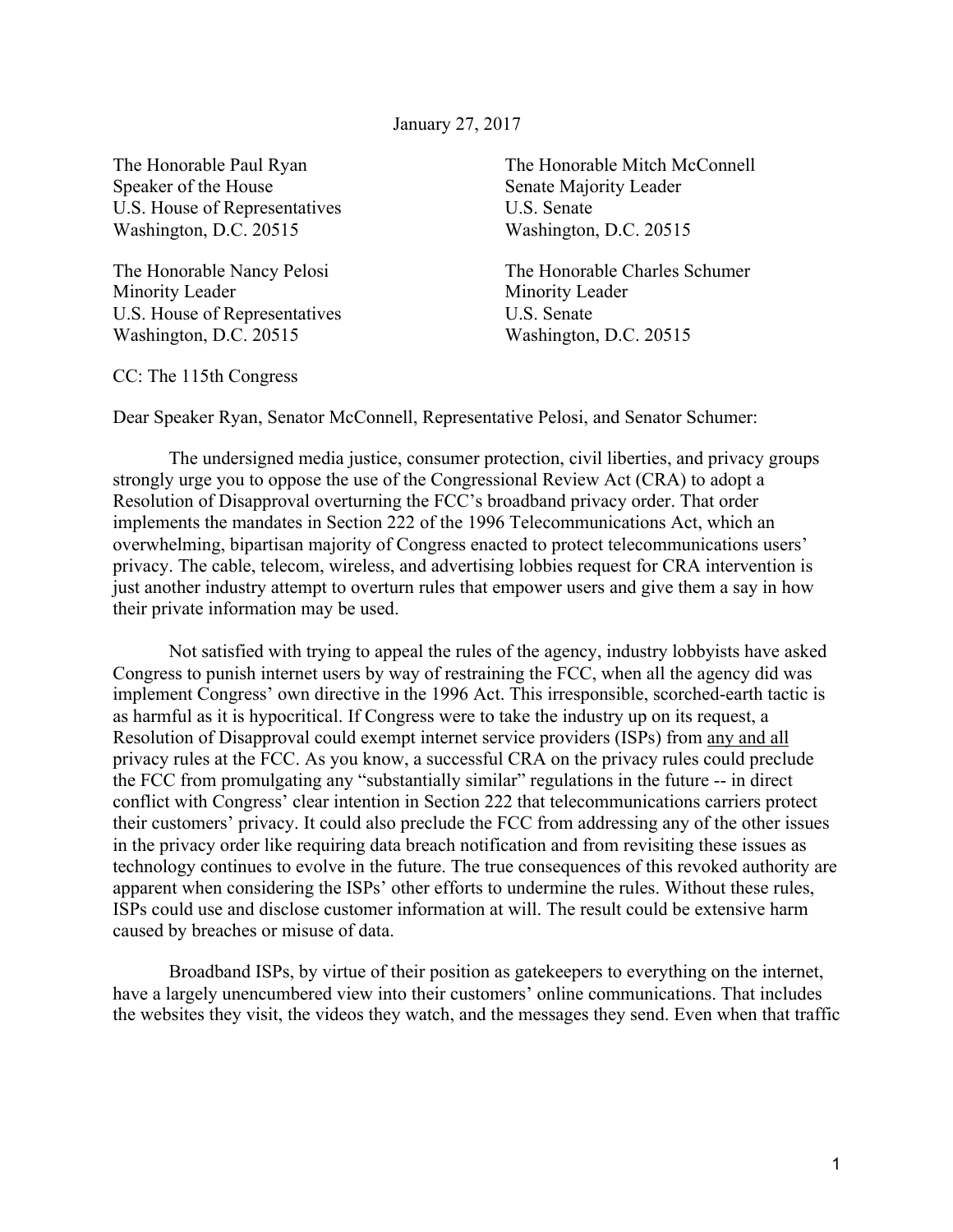January 27, 2017

The Honorable Paul Ryan
Speaker of the House
U.S. House of Representatives
Washington, D.C. 20515

The Honorable Mitch McConnell
Senate Majority Leader
U.S. Senate
Washington, D.C. 20515

The Honorable Nancy Pelosi
Minority Leader
U.S. House of Representatives
Washington, D.C. 20515

The Honorable Charles Schumer
Minority Leader
U.S. Senate
Washington, D.C. 20515

CC: The 115th Congress

Dear Speaker Ryan, Senator McConnell, Representative Pelosi, and Senator Schumer:

The undersigned media justice, consumer protection, civil liberties, and privacy groups strongly urge you to oppose the use of the Congressional Review Act (CRA) to adopt a Resolution of Disapproval overturning the FCC's broadband privacy order. That order implements the mandates in Section 222 of the 1996 Telecommunications Act, which an overwhelming, bipartisan majority of Congress enacted to protect telecommunications users' privacy. The cable, telecom, wireless, and advertising lobbies request for CRA intervention is just another industry attempt to overturn rules that empower users and give them a say in how their private information may be used.

Not satisfied with trying to appeal the rules of the agency, industry lobbyists have asked Congress to punish internet users by way of restraining the FCC, when all the agency did was implement Congress' own directive in the 1996 Act. This irresponsible, scorched-earth tactic is as harmful as it is hypocritical. If Congress were to take the industry up on its request, a Resolution of Disapproval could exempt internet service providers (ISPs) from <u>any and all</u> privacy rules at the FCC. As you know, a successful CRA on the privacy rules could preclude the FCC from promulgating any "substantially similar" regulations in the future -- in direct conflict with Congress' clear intention in Section 222 that telecommunications carriers protect their customers' privacy. It could also preclude the FCC from addressing any of the other issues in the privacy order like requiring data breach notification and from revisiting these issues as technology continues to evolve in the future. The true consequences of this revoked authority are apparent when considering the ISPs' other efforts to undermine the rules. Without these rules, ISPs could use and disclose customer information at will. The result could be extensive harm caused by breaches or misuse of data.

Broadband ISPs, by virtue of their position as gatekeepers to everything on the internet, have a largely unencumbered view into their customers' online communications. That includes the websites they visit, the videos they watch, and the messages they send. Even when that traffic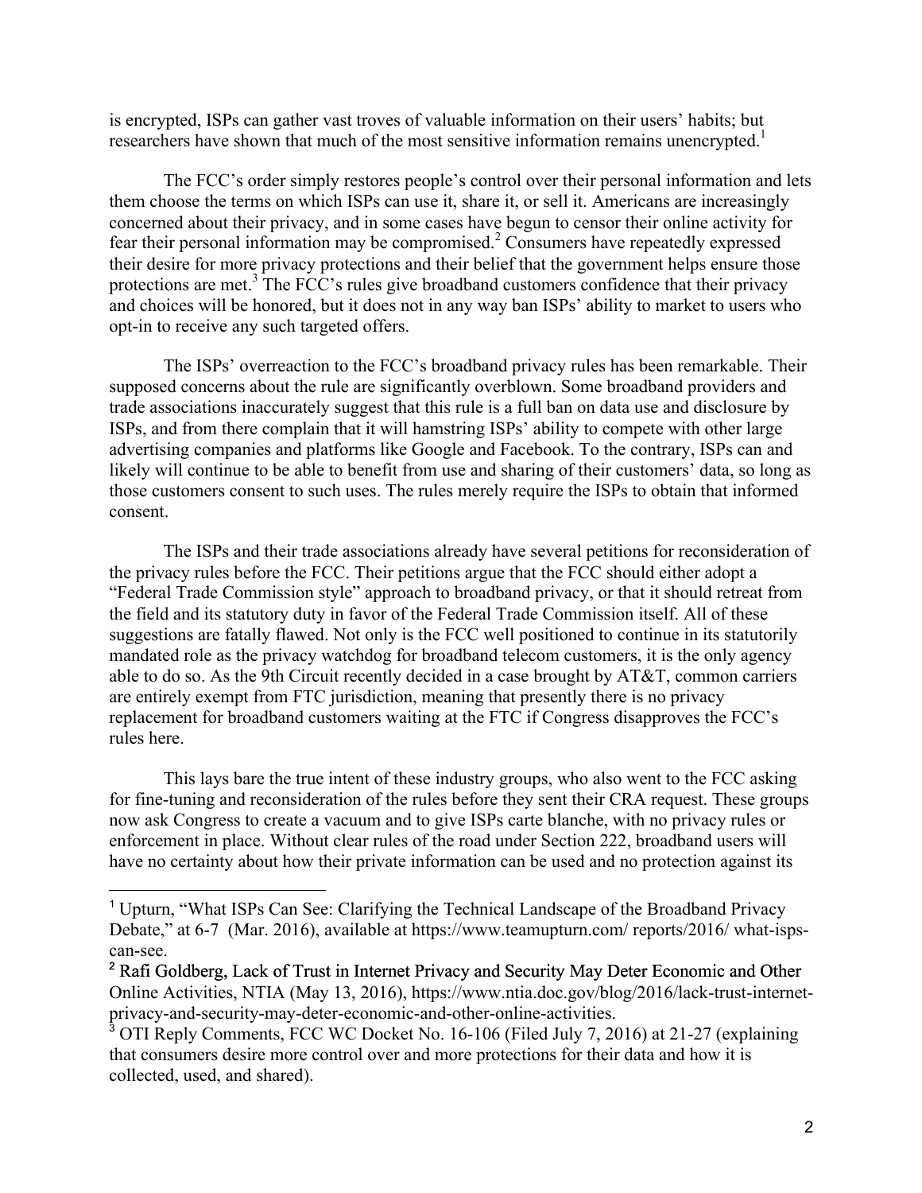is encrypted, ISPs can gather vast troves of valuable information on their users' habits; but researchers have shown that much of the most sensitive information remains unencrypted.[1]

The FCC's order simply restores people's control over their personal information and lets them choose the terms on which ISPs can use it, share it, or sell it. Americans are increasingly concerned about their privacy, and in some cases have begun to censor their online activity for fear their personal information may be compromised.[2] Consumers have repeatedly expressed their desire for more privacy protections and their belief that the government helps ensure those protections are met.[3] The FCC's rules give broadband customers confidence that their privacy and choices will be honored, but it does not in any way ban ISPs' ability to market to users who opt-in to receive any such targeted offers.

The ISPs' overreaction to the FCC's broadband privacy rules has been remarkable. Their supposed concerns about the rule are significantly overblown. Some broadband providers and trade associations inaccurately suggest that this rule is a full ban on data use and disclosure by ISPs, and from there complain that it will hamstring ISPs' ability to compete with other large advertising companies and platforms like Google and Facebook. To the contrary, ISPs can and likely will continue to be able to benefit from use and sharing of their customers' data, so long as those customers consent to such uses. The rules merely require the ISPs to obtain that informed consent.

The ISPs and their trade associations already have several petitions for reconsideration of the privacy rules before the FCC. Their petitions argue that the FCC should either adopt a "Federal Trade Commission style" approach to broadband privacy, or that it should retreat from the field and its statutory duty in favor of the Federal Trade Commission itself. All of these suggestions are fatally flawed. Not only is the FCC well positioned to continue in its statutorily mandated role as the privacy watchdog for broadband telecom customers, it is the only agency able to do so. As the 9th Circuit recently decided in a case brought by AT&T, common carriers are entirely exempt from FTC jurisdiction, meaning that presently there is no privacy replacement for broadband customers waiting at the FTC if Congress disapproves the FCC's rules here.

This lays bare the true intent of these industry groups, who also went to the FCC asking for fine-tuning and reconsideration of the rules before they sent their CRA request. These groups now ask Congress to create a vacuum and to give ISPs carte blanche, with no privacy rules or enforcement in place. Without clear rules of the road under Section 222, broadband users will have no certainty about how their private information can be used and no protection against its

---

[1] Upturn, "What ISPs Can See: Clarifying the Technical Landscape of the Broadband Privacy Debate," at 6-7 (Mar. 2016), available at https://www.teamupturn.com/ reports/2016/ what-isps-can-see.

[2] Rafi Goldberg, Lack of Trust in Internet Privacy and Security May Deter Economic and Other Online Activities, NTIA (May 13, 2016), https://www.ntia.doc.gov/blog/2016/lack-trust-internet-privacy-and-security-may-deter-economic-and-other-online-activities.

[3] OTI Reply Comments, FCC WC Docket No. 16-106 (Filed July 7, 2016) at 21-27 (explaining that consumers desire more control over and more protections for their data and how it is collected, used, and shared).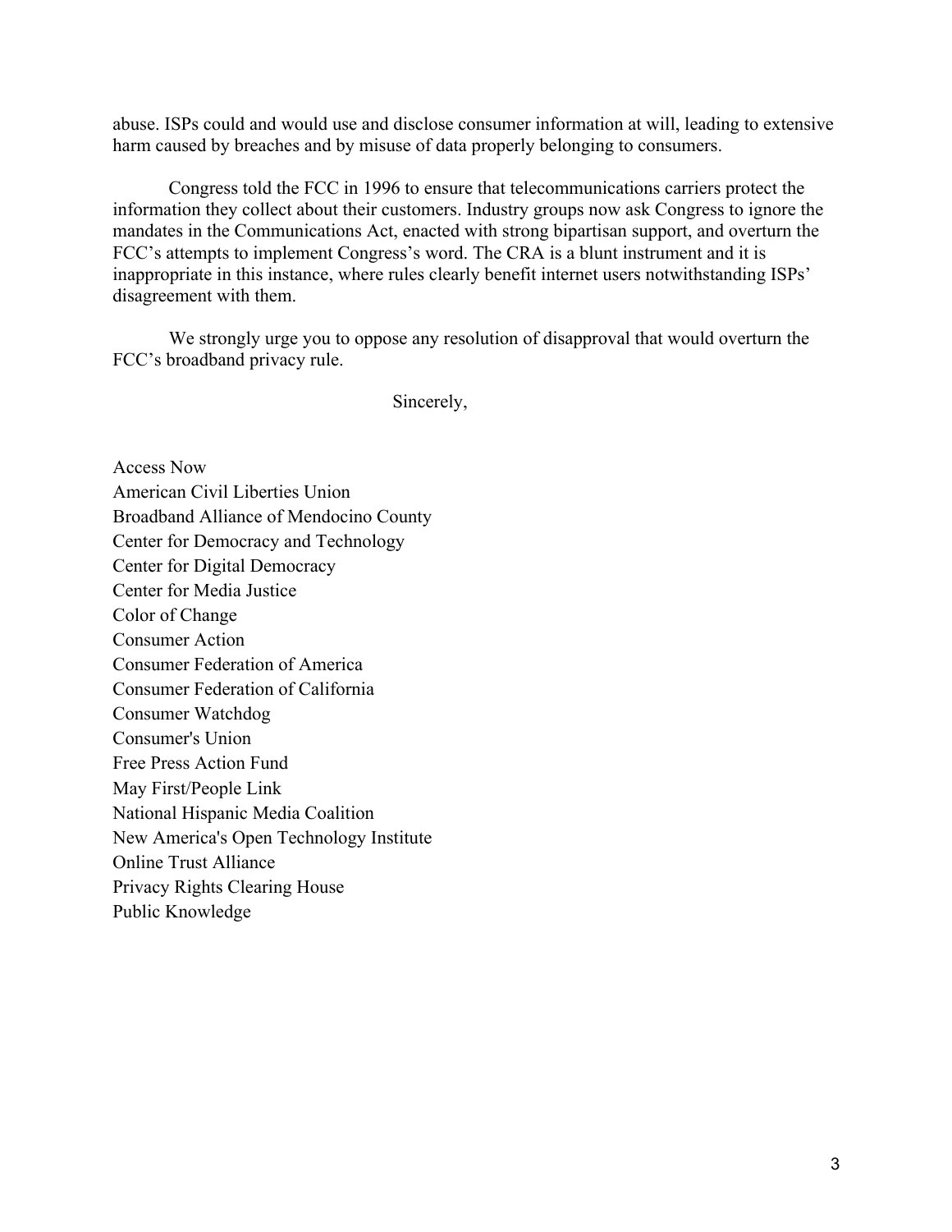abuse. ISPs could and would use and disclose consumer information at will, leading to extensive harm caused by breaches and by misuse of data properly belonging to consumers.

Congress told the FCC in 1996 to ensure that telecommunications carriers protect the information they collect about their customers. Industry groups now ask Congress to ignore the mandates in the Communications Act, enacted with strong bipartisan support, and overturn the FCC's attempts to implement Congress's word. The CRA is a blunt instrument and it is inappropriate in this instance, where rules clearly benefit internet users notwithstanding ISPs' disagreement with them.

We strongly urge you to oppose any resolution of disapproval that would overturn the FCC's broadband privacy rule.

Sincerely,

Access Now
American Civil Liberties Union
Broadband Alliance of Mendocino County
Center for Democracy and Technology
Center for Digital Democracy
Center for Media Justice
Color of Change
Consumer Action
Consumer Federation of America
Consumer Federation of California
Consumer Watchdog
Consumer's Union
Free Press Action Fund
May First/People Link
National Hispanic Media Coalition
New America's Open Technology Institute
Online Trust Alliance
Privacy Rights Clearing House
Public Knowledge